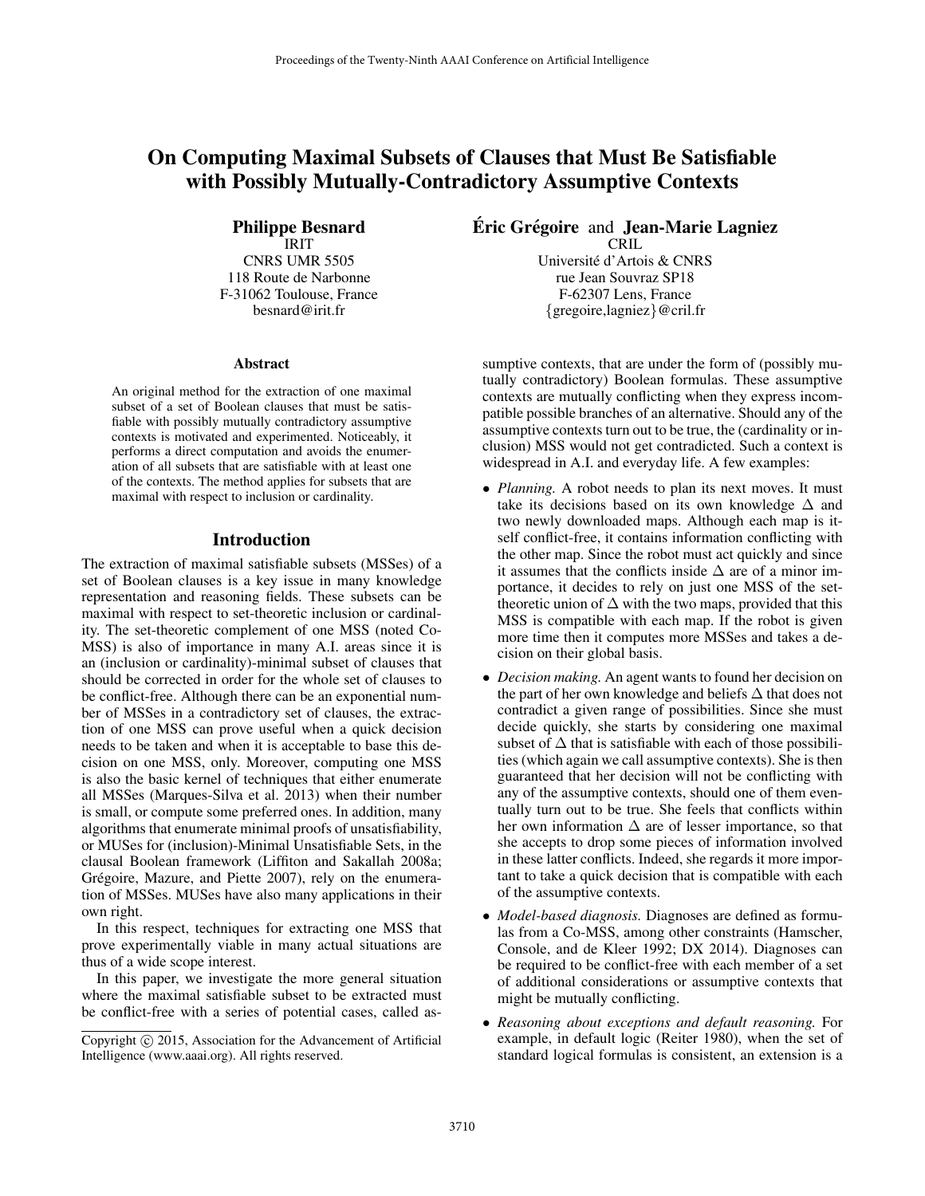# On Computing Maximal Subsets of Clauses that Must Be Satisfiable with Possibly Mutually-Contradictory Assumptive Contexts

**Philippe Besnard**
IRIT
CNRS UMR 5505
118 Route de Narbonne
F-31062 Toulouse, France
besnard@irit.fr

**Éric Grégoire** and **Jean-Marie Lagniez**
CRIL
Université d'Artois & CNRS
rue Jean Souvraz SP18
F-62307 Lens, France
{gregoire,lagniez}@cril.fr

## Abstract

An original method for the extraction of one maximal subset of a set of Boolean clauses that must be satisfiable with possibly mutually contradictory assumptive contexts is motivated and experimented. Noticeably, it performs a direct computation and avoids the enumeration of all subsets that are satisfiable with at least one of the contexts. The method applies for subsets that are maximal with respect to inclusion or cardinality.

## Introduction

The extraction of maximal satisfiable subsets (MSSes) of a set of Boolean clauses is a key issue in many knowledge representation and reasoning fields. These subsets can be maximal with respect to set-theoretic inclusion or cardinality. The set-theoretic complement of one MSS (noted Co-MSS) is also of importance in many A.I. areas since it is an (inclusion or cardinality)-minimal subset of clauses that should be corrected in order for the whole set of clauses to be conflict-free. Although there can be an exponential number of MSSes in a contradictory set of clauses, the extraction of one MSS can prove useful when a quick decision needs to be taken and when it is acceptable to base this decision on one MSS, only. Moreover, computing one MSS is also the basic kernel of techniques that either enumerate all MSSes (Marques-Silva et al. 2013) when their number is small, or compute some preferred ones. In addition, many algorithms that enumerate minimal proofs of unsatisfiability, or MUSes for (inclusion)-Minimal Unsatisfiable Sets, in the clausal Boolean framework (Liffiton and Sakallah 2008a; Grégoire, Mazure, and Piette 2007), rely on the enumeration of MSSes. MUSes have also many applications in their own right.

In this respect, techniques for extracting one MSS that prove experimentally viable in many actual situations are thus of a wide scope interest.

In this paper, we investigate the more general situation where the maximal satisfiable subset to be extracted must be conflict-free with a series of potential cases, called assumptive contexts, that are under the form of (possibly mutually contradictory) Boolean formulas. These assumptive contexts are mutually conflicting when they express incompatible possible branches of an alternative. Should any of the assumptive contexts turn out to be true, the (cardinality or inclusion) MSS would not get contradicted. Such a context is widespread in A.I. and everyday life. A few examples:

- *Planning.* A robot needs to plan its next moves. It must take its decisions based on its own knowledge $\Delta$ and two newly downloaded maps. Although each map is itself conflict-free, it contains information conflicting with the other map. Since the robot must act quickly and since it assumes that the conflicts inside $\Delta$ are of a minor importance, it decides to rely on just one MSS of the set-theoretic union of $\Delta$ with the two maps, provided that this MSS is compatible with each map. If the robot is given more time then it computes more MSSes and takes a decision on their global basis.
- *Decision making.* An agent wants to found her decision on the part of her own knowledge and beliefs $\Delta$ that does not contradict a given range of possibilities. Since she must decide quickly, she starts by considering one maximal subset of $\Delta$ that is satisfiable with each of those possibilities (which again we call assumptive contexts). She is then guaranteed that her decision will not be conflicting with any of the assumptive contexts, should one of them eventually turn out to be true. She feels that conflicts within her own information $\Delta$ are of lesser importance, so that she accepts to drop some pieces of information involved in these latter conflicts. Indeed, she regards it more important to take a quick decision that is compatible with each of the assumptive contexts.
- *Model-based diagnosis.* Diagnoses are defined as formulas from a Co-MSS, among other constraints (Hamscher, Console, and de Kleer 1992; DX 2014). Diagnoses can be required to be conflict-free with each member of a set of additional considerations or assumptive contexts that might be mutually conflicting.
- *Reasoning about exceptions and default reasoning.* For example, in default logic (Reiter 1980), when the set of standard logical formulas is consistent, an extension is a

Copyright © 2015, Association for the Advancement of Artificial Intelligence (www.aaai.org). All rights reserved.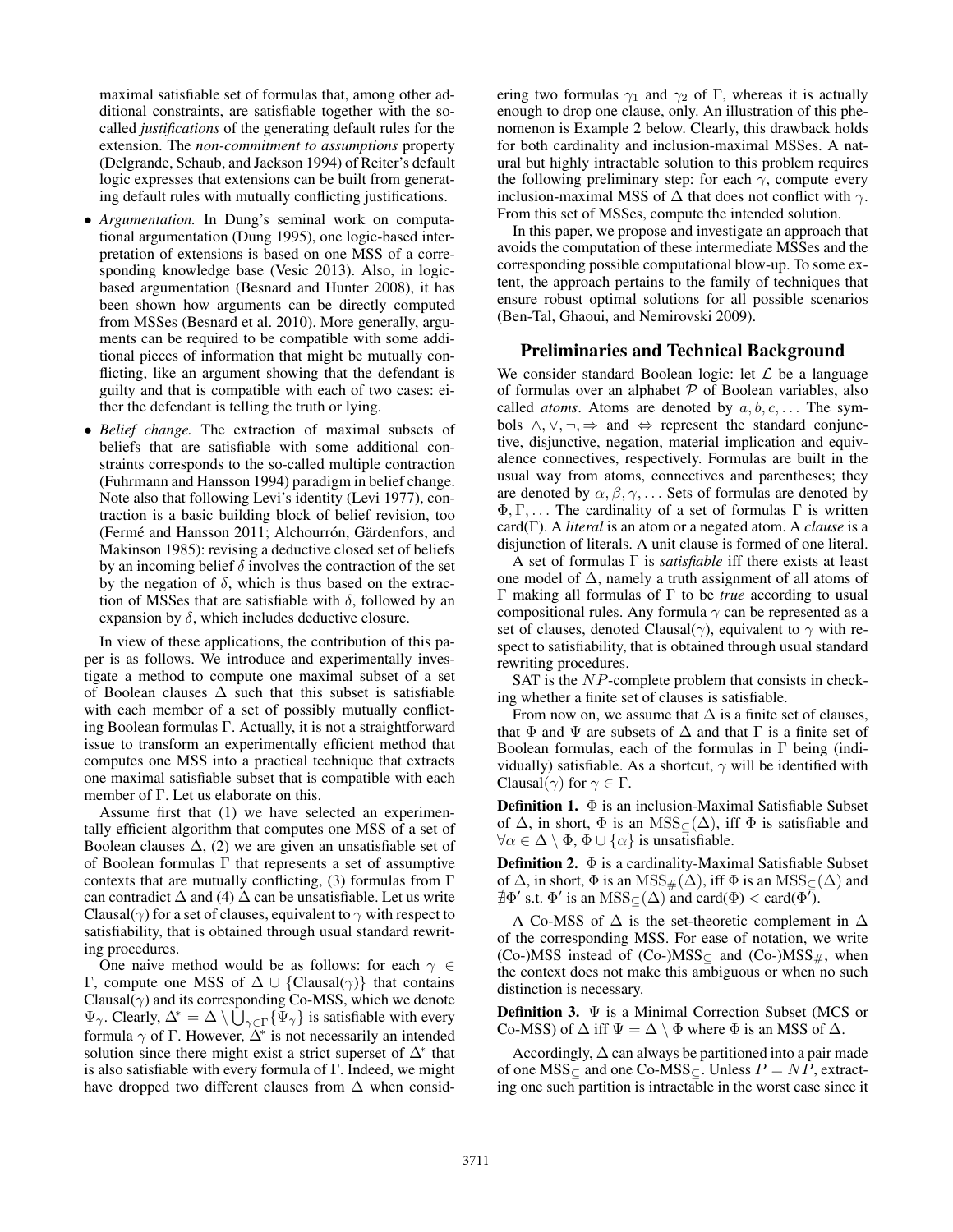maximal satisfiable set of formulas that, among other additional constraints, are satisfiable together with the so-called *justifications* of the generating default rules for the extension. The *non-commitment to assumptions* property (Delgrande, Schaub, and Jackson 1994) of Reiter's default logic expresses that extensions can be built from generating default rules with mutually conflicting justifications.

- *Argumentation.* In Dung's seminal work on computational argumentation (Dung 1995), one logic-based interpretation of extensions is based on one MSS of a corresponding knowledge base (Vesic 2013). Also, in logic-based argumentation (Besnard and Hunter 2008), it has been shown how arguments can be directly computed from MSSes (Besnard et al. 2010). More generally, arguments can be required to be compatible with some additional pieces of information that might be mutually conflicting, like an argument showing that the defendant is guilty and that is compatible with each of two cases: either the defendant is telling the truth or lying.
- *Belief change.* The extraction of maximal subsets of beliefs that are satisfiable with some additional constraints corresponds to the so-called multiple contraction (Fuhrmann and Hansson 1994) paradigm in belief change. Note also that following Levi's identity (Levi 1977), contraction is a basic building block of belief revision, too (Fermé and Hansson 2011; Alchourrón, Gärdenfors, and Makinson 1985): revising a deductive closed set of beliefs by an incoming belief $\delta$ involves the contraction of the set by the negation of $\delta$, which is thus based on the extraction of MSSes that are satisfiable with $\delta$, followed by an expansion by $\delta$, which includes deductive closure.

In view of these applications, the contribution of this paper is as follows. We introduce and experimentally investigate a method to compute one maximal subset of a set of Boolean clauses $\Delta$ such that this subset is satisfiable with each member of a set of possibly mutually conflicting Boolean formulas $\Gamma$. Actually, it is not a straightforward issue to transform an experimentally efficient method that computes one MSS into a practical technique that extracts one maximal satisfiable subset that is compatible with each member of $\Gamma$. Let us elaborate on this.

Assume first that (1) we have selected an experimentally efficient algorithm that computes one MSS of a set of Boolean clauses $\Delta$, (2) we are given an unsatisfiable set of of Boolean formulas $\Gamma$ that represents a set of assumptive contexts that are mutually conflicting, (3) formulas from $\Gamma$ can contradict $\Delta$ and (4) $\Delta$ can be unsatisfiable. Let us write Clausal($\gamma$) for a set of clauses, equivalent to $\gamma$ with respect to satisfiability, that is obtained through usual standard rewriting procedures.

One naive method would be as follows: for each $\gamma \in \Gamma$, compute one MSS of $\Delta \cup \{\text{Clausal}(\gamma)\}$ that contains Clausal($\gamma$) and its corresponding Co-MSS, which we denote $\Psi_\gamma$. Clearly, $\Delta^* = \Delta \setminus \bigcup_{\gamma \in \Gamma}\{\Psi_\gamma\}$ is satisfiable with every formula $\gamma$ of $\Gamma$. However, $\Delta^*$ is not necessarily an intended solution since there might exist a strict superset of $\Delta^*$ that is also satisfiable with every formula of $\Gamma$. Indeed, we might have dropped two different clauses from $\Delta$ when considering two formulas $\gamma_1$ and $\gamma_2$ of $\Gamma$, whereas it is actually enough to drop one clause, only. An illustration of this phenomenon is Example 2 below. Clearly, this drawback holds for both cardinality and inclusion-maximal MSSes. A natural but highly intractable solution to this problem requires the following preliminary step: for each $\gamma$, compute every inclusion-maximal MSS of $\Delta$ that does not conflict with $\gamma$. From this set of MSSes, compute the intended solution.

In this paper, we propose and investigate an approach that avoids the computation of these intermediate MSSes and the corresponding possible computational blow-up. To some extent, the approach pertains to the family of techniques that ensure robust optimal solutions for all possible scenarios (Ben-Tal, Ghaoui, and Nemirovski 2009).

## Preliminaries and Technical Background

We consider standard Boolean logic: let $\mathcal{L}$ be a language of formulas over an alphabet $\mathcal{P}$ of Boolean variables, also called *atoms*. Atoms are denoted by $a, b, c, \dots$ The symbols $\wedge, \vee, \neg, \Rightarrow$ and $\Leftrightarrow$ represent the standard conjunctive, disjunctive, negation, material implication and equivalence connectives, respectively. Formulas are built in the usual way from atoms, connectives and parentheses; they are denoted by $\alpha, \beta, \gamma, \dots$ Sets of formulas are denoted by $\Phi, \Gamma, \dots$ The cardinality of a set of formulas $\Gamma$ is written card($\Gamma$). A *literal* is an atom or a negated atom. A *clause* is a disjunction of literals. A unit clause is formed of one literal.

A set of formulas $\Gamma$ is *satisfiable* iff there exists at least one model of $\Delta$, namely a truth assignment of all atoms of $\Gamma$ making all formulas of $\Gamma$ to be *true* according to usual compositional rules. Any formula $\gamma$ can be represented as a set of clauses, denoted Clausal($\gamma$), equivalent to $\gamma$ with respect to satisfiability, that is obtained through usual standard rewriting procedures.

SAT is the $NP$-complete problem that consists in checking whether a finite set of clauses is satisfiable.

From now on, we assume that $\Delta$ is a finite set of clauses, that $\Phi$ and $\Psi$ are subsets of $\Delta$ and that $\Gamma$ is a finite set of Boolean formulas, each of the formulas in $\Gamma$ being (individually) satisfiable. As a shortcut, $\gamma$ will be identified with Clausal($\gamma$) for $\gamma \in \Gamma$.

**Definition 1.** $\Phi$ is an inclusion-Maximal Satisfiable Subset of $\Delta$, in short, $\Phi$ is an $\text{MSS}_\subseteq(\Delta)$, iff $\Phi$ is satisfiable and $\forall \alpha \in \Delta \setminus \Phi, \Phi \cup \{\alpha\}$ is unsatisfiable.

**Definition 2.** $\Phi$ is a cardinality-Maximal Satisfiable Subset of $\Delta$, in short, $\Phi$ is an $\text{MSS}_\#(\Delta)$, iff $\Phi$ is an $\text{MSS}_\subseteq(\Delta)$ and $\nexists \Phi'$ s.t. $\Phi'$ is an $\text{MSS}_\subseteq(\Delta)$ and card($\Phi$) < card($\Phi'$).

A Co-MSS of $\Delta$ is the set-theoretic complement in $\Delta$ of the corresponding MSS. For ease of notation, we write (Co-)MSS instead of (Co-)$\text{MSS}_\subseteq$ and (Co-)$\text{MSS}_\#$, when the context does not make this ambiguous or when no such distinction is necessary.

**Definition 3.** $\Psi$ is a Minimal Correction Subset (MCS or Co-MSS) of $\Delta$ iff $\Psi = \Delta \setminus \Phi$ where $\Phi$ is an MSS of $\Delta$.

Accordingly, $\Delta$ can always be partitioned into a pair made of one $\text{MSS}_\subseteq$ and one Co-$\text{MSS}_\subseteq$. Unless $P = NP$, extracting one such partition is intractable in the worst case since it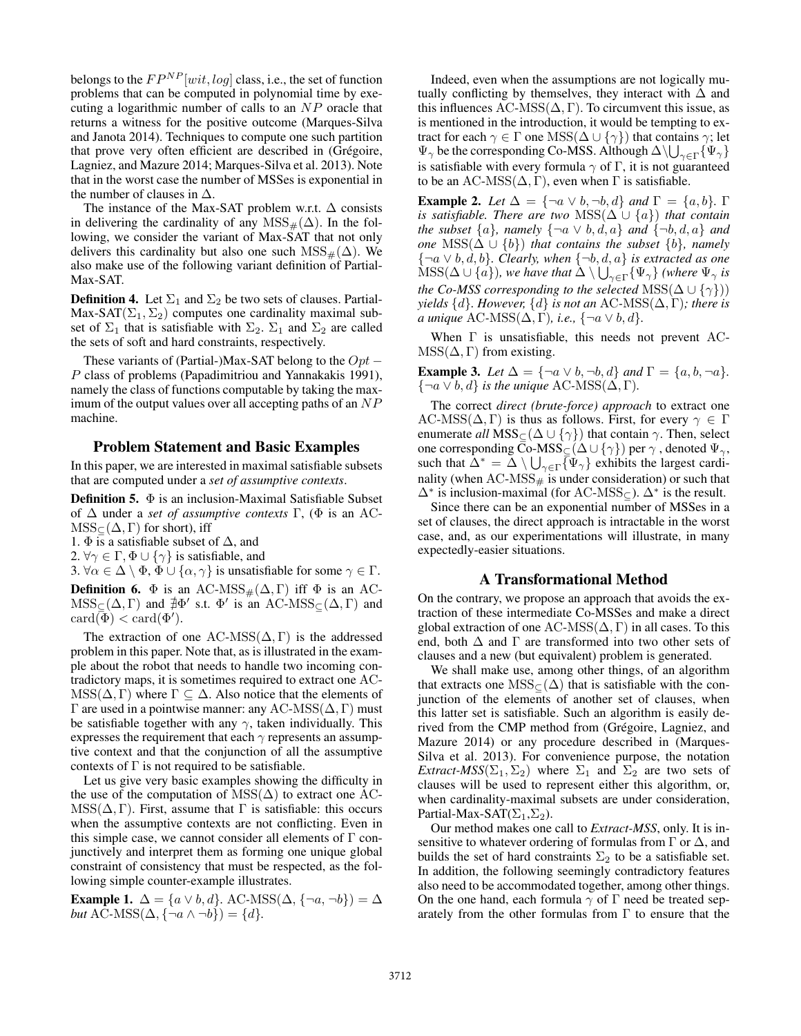belongs to the $FP^{NP}[wit, log]$ class, i.e., the set of function problems that can be computed in polynomial time by executing a logarithmic number of calls to an $NP$ oracle that returns a witness for the positive outcome (Marques-Silva and Janota 2014). Techniques to compute one such partition that prove very often efficient are described in (Grégoire, Lagniez, and Mazure 2014; Marques-Silva et al. 2013). Note that in the worst case the number of MSSes is exponential in the number of clauses in $\Delta$.

The instance of the Max-SAT problem w.r.t. $\Delta$ consists in delivering the cardinality of any $\text{MSS}_{\#}(\Delta)$. In the following, we consider the variant of Max-SAT that not only delivers this cardinality but also one such $\text{MSS}_{\#}(\Delta)$. We also make use of the following variant definition of Partial-Max-SAT.

**Definition 4.** Let $\Sigma_1$ and $\Sigma_2$ be two sets of clauses. Partial-Max-SAT$(\Sigma_1, \Sigma_2)$ computes one cardinality maximal subset of $\Sigma_1$ that is satisfiable with $\Sigma_2$. $\Sigma_1$ and $\Sigma_2$ are called the sets of soft and hard constraints, respectively.

These variants of (Partial-)Max-SAT belong to the $Opt - P$ class of problems (Papadimitriou and Yannakakis 1991), namely the class of functions computable by taking the maximum of the output values over all accepting paths of an $NP$ machine.

## Problem Statement and Basic Examples

In this paper, we are interested in maximal satisfiable subsets that are computed under a *set of assumptive contexts*.

**Definition 5.** $\Phi$ is an inclusion-Maximal Satisfiable Subset of $\Delta$ under a *set of assumptive contexts* $\Gamma$, ($\Phi$ is an AC-$\text{MSS}_{\subseteq}(\Delta, \Gamma)$ for short), iff

1. $\Phi$ is a satisfiable subset of $\Delta$, and
2. $\forall \gamma \in \Gamma, \Phi \cup \{\gamma\}$ is satisfiable, and
3. $\forall \alpha \in \Delta \setminus \Phi, \Phi \cup \{\alpha, \gamma\}$ is unsatisfiable for some $\gamma \in \Gamma$.

**Definition 6.** $\Phi$ is an AC-$\text{MSS}_{\#}(\Delta, \Gamma)$ iff $\Phi$ is an AC-$\text{MSS}_{\subseteq}(\Delta, \Gamma)$ and $\nexists \Phi'$ s.t. $\Phi'$ is an AC-$\text{MSS}_{\subseteq}(\Delta, \Gamma)$ and $\text{card}(\Phi) < \text{card}(\Phi')$.

The extraction of one AC-$\text{MSS}(\Delta, \Gamma)$ is the addressed problem in this paper. Note that, as is illustrated in the example about the robot that needs to handle two incoming contradictory maps, it is sometimes required to extract one AC-$\text{MSS}(\Delta, \Gamma)$ where $\Gamma \subseteq \Delta$. Also notice that the elements of $\Gamma$ are used in a pointwise manner: any AC-$\text{MSS}(\Delta, \Gamma)$ must be satisfiable together with any $\gamma$, taken individually. This expresses the requirement that each $\gamma$ represents an assumptive context and that the conjunction of all the assumptive contexts of $\Gamma$ is not required to be satisfiable.

Let us give very basic examples showing the difficulty in the use of the computation of $\text{MSS}(\Delta)$ to extract one AC-$\text{MSS}(\Delta, \Gamma)$. First, assume that $\Gamma$ is satisfiable: this occurs when the assumptive contexts are not conflicting. Even in this simple case, we cannot consider all elements of $\Gamma$ conjunctively and interpret them as forming one unique global constraint of consistency that must be respected, as the following simple counter-example illustrates.

**Example 1.** $\Delta = \{a \vee b, d\}$. AC-$\text{MSS}(\Delta, \{\neg a, \neg b\}) = \Delta$ *but* AC-$\text{MSS}(\Delta, \{\neg a \wedge \neg b\}) = \{d\}$.

Indeed, even when the assumptions are not logically mutually conflicting by themselves, they interact with $\Delta$ and this influences AC-$\text{MSS}(\Delta, \Gamma)$. To circumvent this issue, as is mentioned in the introduction, it would be tempting to extract for each $\gamma \in \Gamma$ one $\text{MSS}(\Delta \cup \{\gamma\})$ that contains $\gamma$; let $\Psi_\gamma$ be the corresponding Co-MSS. Although $\Delta \setminus \bigcup_{\gamma \in \Gamma} \{\Psi_\gamma\}$ is satisfiable with every formula $\gamma$ of $\Gamma$, it is not guaranteed to be an AC-$\text{MSS}(\Delta, \Gamma)$, even when $\Gamma$ is satisfiable.

**Example 2.** *Let* $\Delta = \{\neg a \vee b, \neg b, d\}$ *and* $\Gamma = \{a, b\}$. $\Gamma$ *is satisfiable. There are two* $\text{MSS}(\Delta \cup \{a\})$ *that contain the subset* $\{a\}$*, namely* $\{\neg a \vee b, d, a\}$ *and* $\{\neg b, d, a\}$ *and one* $\text{MSS}(\Delta \cup \{b\})$ *that contains the subset* $\{b\}$*, namely* $\{\neg a \vee b, d, b\}$*. Clearly, when* $\{\neg b, d, a\}$ *is extracted as one* $\text{MSS}(\Delta \cup \{a\})$*, we have that* $\Delta \setminus \bigcup_{\gamma \in \Gamma} \{\Psi_\gamma\}$ *(where* $\Psi_\gamma$ *is the Co-MSS corresponding to the selected* $\text{MSS}(\Delta \cup \{\gamma\})$*) yields* $\{d\}$*. However,* $\{d\}$ *is not an* AC-$\text{MSS}(\Delta, \Gamma)$*; there is a unique* AC-$\text{MSS}(\Delta, \Gamma)$*, i.e.,* $\{\neg a \vee b, d\}$*.*

When $\Gamma$ is unsatisfiable, this needs not prevent AC-$\text{MSS}(\Delta, \Gamma)$ from existing.

**Example 3.** *Let* $\Delta = \{\neg a \vee b, \neg b, d\}$ *and* $\Gamma = \{a, b, \neg a\}$. $\{\neg a \vee b, d\}$ *is the unique* AC-$\text{MSS}(\Delta, \Gamma)$*.*

The correct *direct (brute-force) approach* to extract one AC-$\text{MSS}(\Delta, \Gamma)$ is thus as follows. First, for every $\gamma \in \Gamma$ enumerate *all* $\text{MSS}_{\subseteq}(\Delta \cup \{\gamma\})$ that contain $\gamma$. Then, select one corresponding Co-$\text{MSS}_{\subseteq}(\Delta \cup \{\gamma\})$ per $\gamma$, denoted $\Psi_\gamma$, such that $\Delta^* = \Delta \setminus \bigcup_{\gamma \in \Gamma} \{\Psi_\gamma\}$ exhibits the largest cardinality (when AC-$\text{MSS}_{\#}$ is under consideration) or such that $\Delta^*$ is inclusion-maximal (for AC-$\text{MSS}_{\subseteq}$). $\Delta^*$ is the result.

Since there can be an exponential number of MSSes in a set of clauses, the direct approach is intractable in the worst case, and, as our experimentations will illustrate, in many expectedly-easier situations.

## A Transformational Method

On the contrary, we propose an approach that avoids the extraction of these intermediate Co-MSSes and make a direct global extraction of one AC-$\text{MSS}(\Delta, \Gamma)$ in all cases. To this end, both $\Delta$ and $\Gamma$ are transformed into two other sets of clauses and a new (but equivalent) problem is generated.

We shall make use, among other things, of an algorithm that extracts one $\text{MSS}_{\subseteq}(\Delta)$ that is satisfiable with the conjunction of the elements of another set of clauses, when this latter set is satisfiable. Such an algorithm is easily derived from the CMP method from (Grégoire, Lagniez, and Mazure 2014) or any procedure described in (Marques-Silva et al. 2013). For convenience purpose, the notation *Extract-MSS*$(\Sigma_1, \Sigma_2)$ where $\Sigma_1$ and $\Sigma_2$ are two sets of clauses will be used to represent either this algorithm, or, when cardinality-maximal subsets are under consideration, Partial-Max-SAT$(\Sigma_1, \Sigma_2)$.

Our method makes one call to *Extract-MSS*, only. It is insensitive to whatever ordering of formulas from $\Gamma$ or $\Delta$, and builds the set of hard constraints $\Sigma_2$ to be a satisfiable set. In addition, the following seemingly contradictory features also need to be accommodated together, among other things. On the one hand, each formula $\gamma$ of $\Gamma$ need be treated separately from the other formulas from $\Gamma$ to ensure that the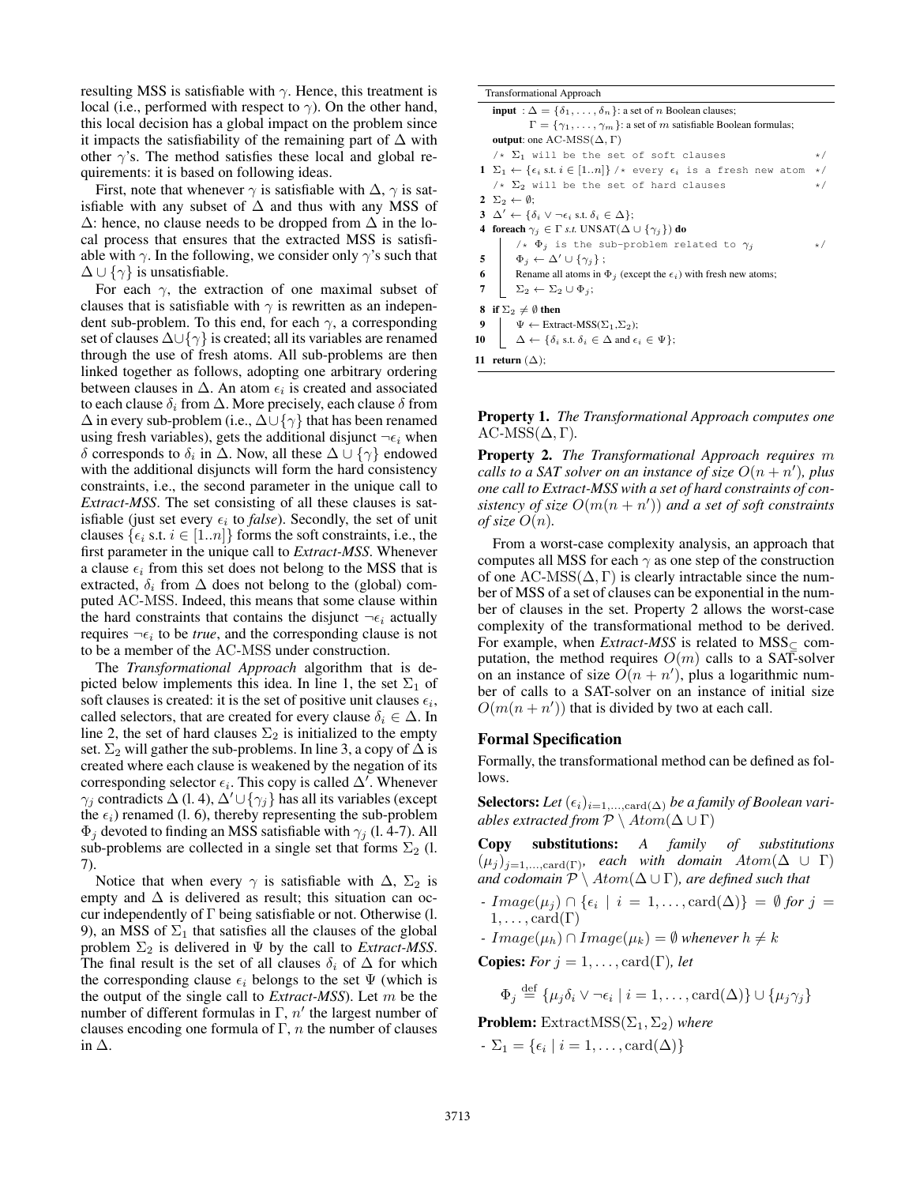resulting MSS is satisfiable with $\gamma$. Hence, this treatment is local (i.e., performed with respect to $\gamma$). On the other hand, this local decision has a global impact on the problem since it impacts the satisfiability of the remaining part of $\Delta$ with other $\gamma$'s. The method satisfies these local and global requirements: it is based on following ideas.

First, note that whenever $\gamma$ is satisfiable with $\Delta$, $\gamma$ is satisfiable with any subset of $\Delta$ and thus with any MSS of $\Delta$: hence, no clause needs to be dropped from $\Delta$ in the local process that ensures that the extracted MSS is satisfiable with $\gamma$. In the following, we consider only $\gamma$'s such that $\Delta \cup \{\gamma\}$ is unsatisfiable.

For each $\gamma$, the extraction of one maximal subset of clauses that is satisfiable with $\gamma$ is rewritten as an independent sub-problem. To this end, for each $\gamma$, a corresponding set of clauses $\Delta \cup \{\gamma\}$ is created; all its variables are renamed through the use of fresh atoms. All sub-problems are then linked together as follows, adopting one arbitrary ordering between clauses in $\Delta$. An atom $\epsilon_i$ is created and associated to each clause $\delta_i$ from $\Delta$. More precisely, each clause $\delta$ from $\Delta$ in every sub-problem (i.e., $\Delta \cup \{\gamma\}$ that has been renamed using fresh variables), gets the additional disjunct $\neg\epsilon_i$ when $\delta$ corresponds to $\delta_i$ in $\Delta$. Now, all these $\Delta \cup \{\gamma\}$ endowed with the additional disjuncts will form the hard consistency constraints, i.e., the second parameter in the unique call to *Extract-MSS*. The set consisting of all these clauses is satisfiable (just set every $\epsilon_i$ to *false*). Secondly, the set of unit clauses $\{\epsilon_i \text{ s.t. } i \in [1..n]\}$ forms the soft constraints, i.e., the first parameter in the unique call to *Extract-MSS*. Whenever a clause $\epsilon_i$ from this set does not belong to the MSS that is extracted, $\delta_i$ from $\Delta$ does not belong to the (global) computed AC-MSS. Indeed, this means that some clause within the hard constraints that contains the disjunct $\neg\epsilon_i$ actually requires $\neg\epsilon_i$ to be *true*, and the corresponding clause is not to be a member of the AC-MSS under construction.

The *Transformational Approach* algorithm that is depicted below implements this idea. In line 1, the set $\Sigma_1$ of soft clauses is created: it is the set of positive unit clauses $\epsilon_i$, called selectors, that are created for every clause $\delta_i \in \Delta$. In line 2, the set of hard clauses $\Sigma_2$ is initialized to the empty set. $\Sigma_2$ will gather the sub-problems. In line 3, a copy of $\Delta$ is created where each clause is weakened by the negation of its corresponding selector $\epsilon_i$. This copy is called $\Delta'$. Whenever $\gamma_j$ contradicts $\Delta$ (l. 4), $\Delta' \cup \{\gamma_j\}$ has all its variables (except the $\epsilon_i$) renamed (l. 6), thereby representing the sub-problem $\Phi_j$ devoted to finding an MSS satisfiable with $\gamma_j$ (l. 4-7). All sub-problems are collected in a single set that forms $\Sigma_2$ (l. 7).

Notice that when every $\gamma$ is satisfiable with $\Delta$, $\Sigma_2$ is empty and $\Delta$ is delivered as result; this situation can occur independently of $\Gamma$ being satisfiable or not. Otherwise (l. 9), an MSS of $\Sigma_1$ that satisfies all the clauses of the global problem $\Sigma_2$ is delivered in $\Psi$ by the call to *Extract-MSS*. The final result is the set of all clauses $\delta_i$ of $\Delta$ for which the corresponding clause $\epsilon_i$ belongs to the set $\Psi$ (which is the output of the single call to *Extract-MSS*). Let $m$ be the number of different formulas in $\Gamma$, $n'$ the largest number of clauses encoding one formula of $\Gamma$, $n$ the number of clauses in $\Delta$.

```
Transformational Approach
input : Δ = {δ_1, ..., δ_n}: a set of n Boolean clauses;
        Γ = {γ_1, ..., γ_m}: a set of m satisfiable Boolean formulas;
output: one AC-MSS(Δ, Γ)
   /* Σ_1 will be the set of soft clauses */
1  Σ_1 ← {ε_i s.t. i ∈ [1..n]} /* every ε_i is a fresh new atom */
   /* Σ_2 will be the set of hard clauses */
2  Σ_2 ← ∅;
3  Δ' ← {δ_i ∨ ¬ε_i s.t. δ_i ∈ Δ};
4  foreach γ_j ∈ Γ s.t. UNSAT(Δ ∪ {γ_j}) do
      /* Φ_j is the sub-problem related to γ_j */
5     Φ_j ← Δ' ∪ {γ_j} ;
6     Rename all atoms in Φ_j (except the ε_i) with fresh new atoms;
7     Σ_2 ← Σ_2 ∪ Φ_j;
8  if Σ_2 ≠ ∅ then
9     Ψ ← Extract-MSS(Σ_1,Σ_2);
10    Δ ← {δ_i s.t. δ_i ∈ Δ and ε_i ∈ Ψ};
11 return (Δ);
```

**Property 1.** *The Transformational Approach computes one* $\text{AC-MSS}(\Delta, \Gamma)$.

**Property 2.** *The Transformational Approach requires $m$ calls to a SAT solver on an instance of size $O(n + n')$, plus one call to Extract-MSS with a set of hard constraints of consistency of size $O(m(n + n'))$ and a set of soft constraints of size $O(n)$.*

From a worst-case complexity analysis, an approach that computes all MSS for each $\gamma$ as one step of the construction of one $\text{AC-MSS}(\Delta, \Gamma)$ is clearly intractable since the number of MSS of a set of clauses can be exponential in the number of clauses in the set. Property 2 allows the worst-case complexity of the transformational method to be derived. For example, when *Extract-MSS* is related to $\text{MSS}_{\subseteq}$ computation, the method requires $O(m)$ calls to a SAT-solver on an instance of size $O(n + n')$, plus a logarithmic number of calls to a SAT-solver on an instance of initial size $O(m(n + n'))$ that is divided by two at each call.

## Formal Specification

Formally, the transformational method can be defined as follows.

**Selectors:** *Let $(\epsilon_i)_{i=1,\ldots,\text{card}(\Delta)}$ be a family of Boolean variables extracted from $\mathcal{P} \setminus Atom(\Delta \cup \Gamma)$*

**Copy substitutions:** *A family of substitutions $(\mu_j)_{j=1,\ldots,\text{card}(\Gamma)}$, each with domain $Atom(\Delta \cup \Gamma)$ and codomain $\mathcal{P} \setminus Atom(\Delta \cup \Gamma)$, are defined such that*

- $Image(\mu_j) \cap \{\epsilon_i \mid i = 1, \ldots, \text{card}(\Delta)\} = \emptyset$ *for* $j = 1, \ldots, \text{card}(\Gamma)$
- $Image(\mu_h) \cap Image(\mu_k) = \emptyset$ *whenever* $h \neq k$

**Copies:** *For* $j = 1, \ldots, \text{card}(\Gamma)$*, let*

$$\Phi_j \stackrel{\text{def}}{=} \{\mu_j \delta_i \vee \neg\epsilon_i \mid i = 1, \ldots, \text{card}(\Delta)\} \cup \{\mu_j \gamma_j\}$$

**Problem:** $\text{ExtractMSS}(\Sigma_1, \Sigma_2)$ *where*

- $\Sigma_1 = \{\epsilon_i \mid i = 1, \ldots, \text{card}(\Delta)\}$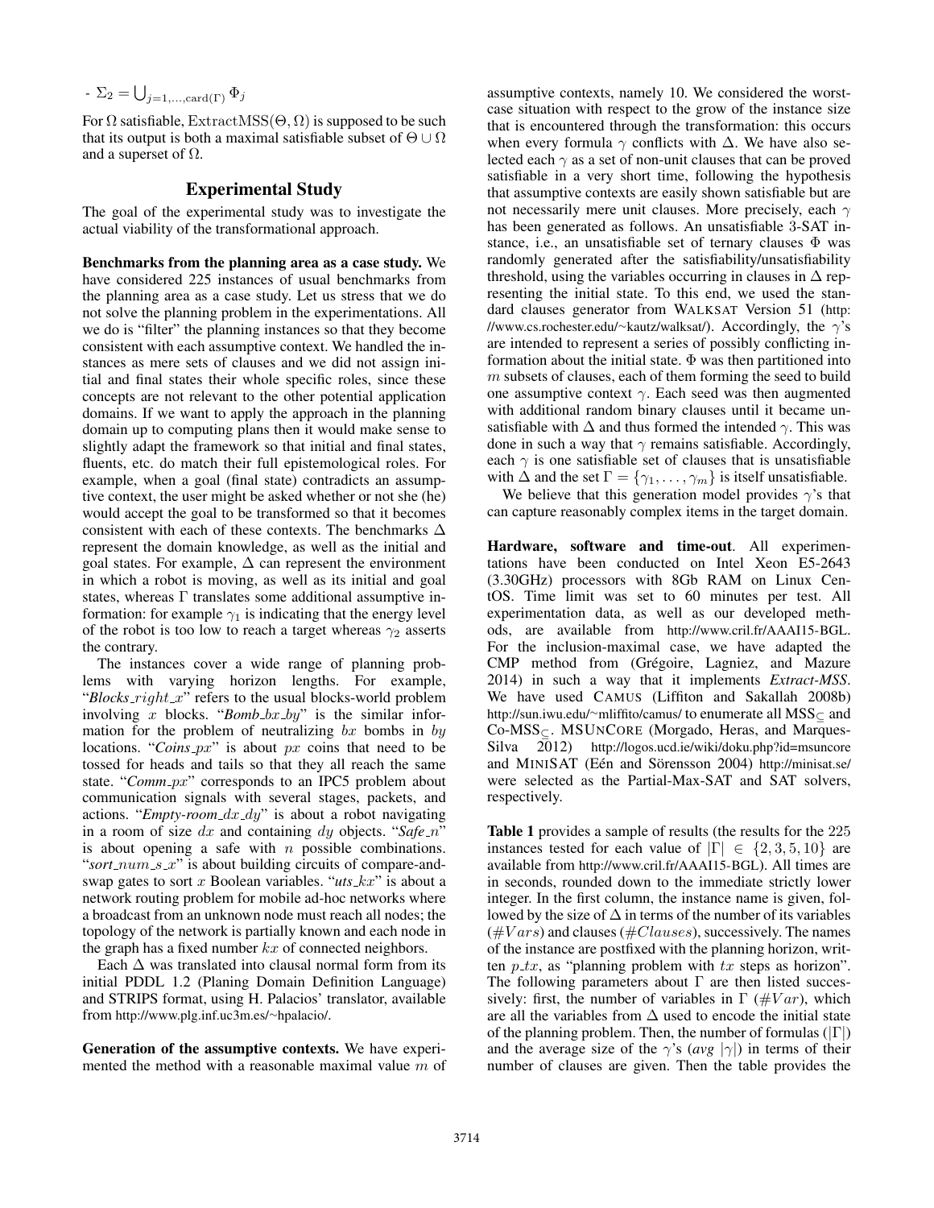- $\Sigma_2 = \bigcup_{j=1,\ldots,\mathrm{card}(\Gamma)} \Phi_j$

For $\Omega$ satisfiable, $\mathrm{ExtractMSS}(\Theta, \Omega)$ is supposed to be such that its output is both a maximal satisfiable subset of $\Theta \cup \Omega$ and a superset of $\Omega$.

## Experimental Study

The goal of the experimental study was to investigate the actual viability of the transformational approach.

**Benchmarks from the planning area as a case study.** We have considered 225 instances of usual benchmarks from the planning area as a case study. Let us stress that we do not solve the planning problem in the experimentations. All we do is "filter" the planning instances so that they become consistent with each assumptive context. We handled the instances as mere sets of clauses and we did not assign initial and final states their whole specific roles, since these concepts are not relevant to the other potential application domains. If we want to apply the approach in the planning domain up to computing plans then it would make sense to slightly adapt the framework so that initial and final states, fluents, etc. do match their full epistemological roles. For example, when a goal (final state) contradicts an assumptive context, the user might be asked whether or not she (he) would accept the goal to be transformed so that it becomes consistent with each of these contexts. The benchmarks $\Delta$ represent the domain knowledge, as well as the initial and goal states. For example, $\Delta$ can represent the environment in which a robot is moving, as well as its initial and goal states, whereas $\Gamma$ translates some additional assumptive information: for example $\gamma_1$ is indicating that the energy level of the robot is too low to reach a target whereas $\gamma_2$ asserts the contrary.

The instances cover a wide range of planning problems with varying horizon lengths. For example, "*Blocks_$right$_$x$*" refers to the usual blocks-world problem involving $x$ blocks. "*Bomb_$bx$_$by$*" is the similar information for the problem of neutralizing $bx$ bombs in $by$ locations. "*Coins_$px$*" is about $px$ coins that need to be tossed for heads and tails so that they all reach the same state. "*Comm_$px$*" corresponds to an IPC5 problem about communication signals with several stages, packets, and actions. "*Empty-room_$dx$_$dy$*" is about a robot navigating in a room of size $dx$ and containing $dy$ objects. "*Safe_$n$*" is about opening a safe with $n$ possible combinations. "*sort_$num$_$s$_$x$*" is about building circuits of compare-and-swap gates to sort $x$ Boolean variables. "*uts_$kx$*" is about a network routing problem for mobile ad-hoc networks where a broadcast from an unknown node must reach all nodes; the topology of the network is partially known and each node in the graph has a fixed number $kx$ of connected neighbors.

Each $\Delta$ was translated into clausal normal form from its initial PDDL 1.2 (Planing Domain Definition Language) and STRIPS format, using H. Palacios' translator, available from http://www.plg.inf.uc3m.es/~hpalacio/.

**Generation of the assumptive contexts.** We have experimented the method with a reasonable maximal value $m$ of assumptive contexts, namely 10. We considered the worst-case situation with respect to the grow of the instance size that is encountered through the transformation: this occurs when every formula $\gamma$ conflicts with $\Delta$. We have also selected each $\gamma$ as a set of non-unit clauses that can be proved satisfiable in a very short time, following the hypothesis that assumptive contexts are easily shown satisfiable but are not necessarily mere unit clauses. More precisely, each $\gamma$ has been generated as follows. An unsatisfiable 3-SAT instance, i.e., an unsatisfiable set of ternary clauses $\Phi$ was randomly generated after the satisfiability/unsatisfiability threshold, using the variables occurring in clauses in $\Delta$ representing the initial state. To this end, we used the standard clauses generator from WALKSAT Version 51 (http://www.cs.rochester.edu/~kautz/walksat/). Accordingly, the $\gamma$'s are intended to represent a series of possibly conflicting information about the initial state. $\Phi$ was then partitioned into $m$ subsets of clauses, each of them forming the seed to build one assumptive context $\gamma$. Each seed was then augmented with additional random binary clauses until it became unsatisfiable with $\Delta$ and thus formed the intended $\gamma$. This was done in such a way that $\gamma$ remains satisfiable. Accordingly, each $\gamma$ is one satisfiable set of clauses that is unsatisfiable with $\Delta$ and the set $\Gamma = \{\gamma_1, \ldots, \gamma_m\}$ is itself unsatisfiable.

We believe that this generation model provides $\gamma$'s that can capture reasonably complex items in the target domain.

**Hardware, software and time-out**. All experimentations have been conducted on Intel Xeon E5-2643 (3.30GHz) processors with 8Gb RAM on Linux CentOS. Time limit was set to 60 minutes per test. All experimentation data, as well as our developed methods, are available from http://www.cril.fr/AAAI15-BGL. For the inclusion-maximal case, we have adapted the CMP method from (Grégoire, Lagniez, and Mazure 2014) in such a way that it implements *Extract-MSS*. We have used CAMUS (Liffiton and Sakallah 2008b) http://sun.iwu.edu/~mliffito/camus/ to enumerate all $\mathrm{MSS}_{\subseteq}$ and Co-$\mathrm{MSS}_{\subseteq}$. MSUNCORE (Morgado, Heras, and Marques-Silva 2012) http://logos.ucd.ie/wiki/doku.php?id=msuncore and MINISAT (Eén and Sörensson 2004) http://minisat.se/ were selected as the Partial-Max-SAT and SAT solvers, respectively.

**Table 1** provides a sample of results (the results for the 225 instances tested for each value of $|\Gamma| \in \{2, 3, 5, 10\}$ are available from http://www.cril.fr/AAAI15-BGL). All times are in seconds, rounded down to the immediate strictly lower integer. In the first column, the instance name is given, followed by the size of $\Delta$ in terms of the number of its variables ($\#Vars$) and clauses ($\#Clauses$), successively. The names of the instance are postfixed with the planning horizon, written $p\_tx$, as "planning problem with $tx$ steps as horizon". The following parameters about $\Gamma$ are then listed successively: first, the number of variables in $\Gamma$ ($\#Var$), which are all the variables from $\Delta$ used to encode the initial state of the planning problem. Then, the number of formulas ($|\Gamma|$) and the average size of the $\gamma$'s (*avg* $|\gamma|$) in terms of their number of clauses are given. Then the table provides the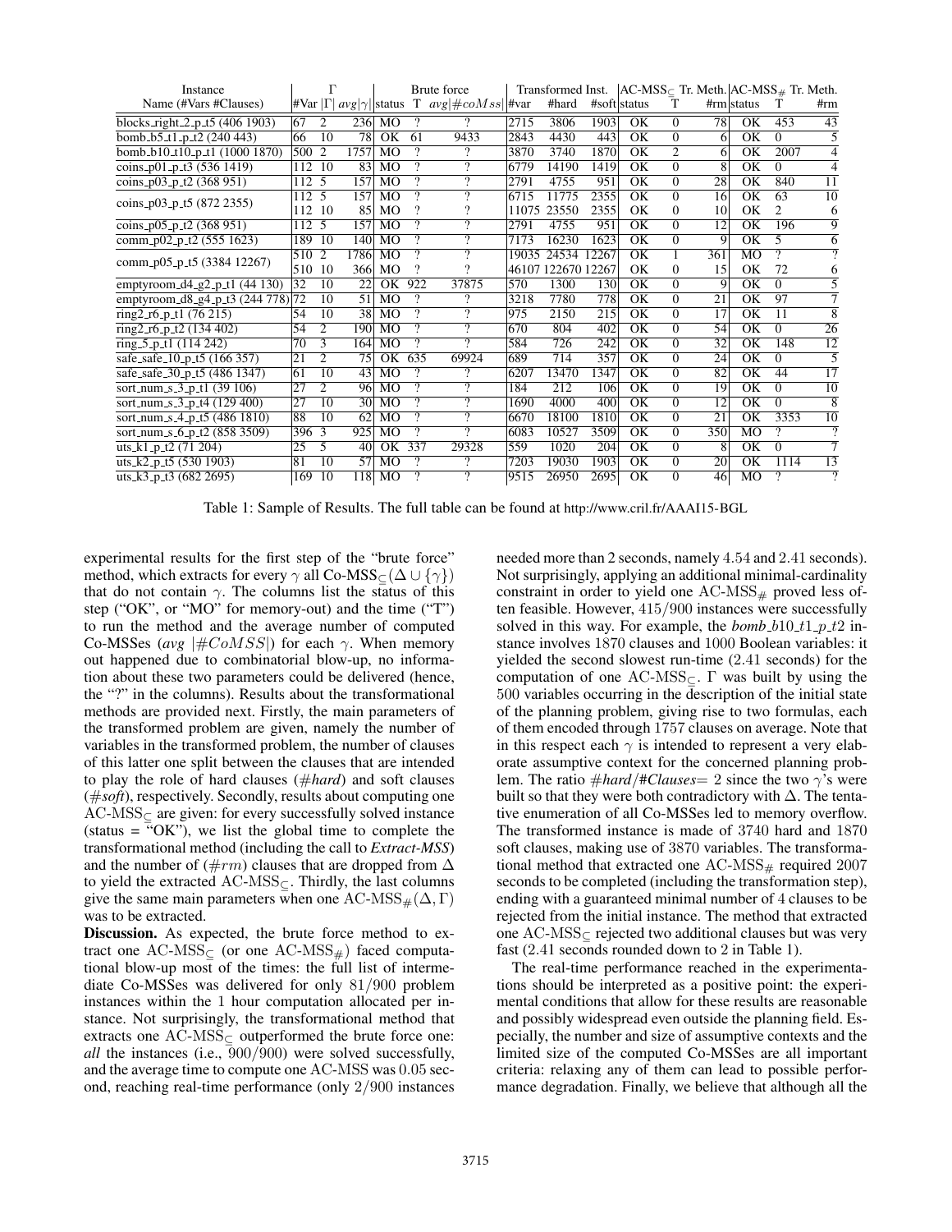| Instance | Γ | | | Brute force | | | Transformed Inst. | | | AC-MSS$_{\subseteq}$ Tr. Meth. | | | AC-MSS$_{\#}$ Tr. Meth. | | |
|---|---|---|---|---|---|---|---|---|---|---|---|---|---|---|---|
| Name (#Vars #Clauses) | #Var | $\|\Gamma\|$ | $avg\|\gamma\|$ | status | T | $avg\|\#coMss\|$ | #var | #hard | #soft | status | T | #rm | status | T | #rm |
| blocks_right_2_p_t5 (406 1903) | 67 | 2 | 236 | MO | ? | ? | 2715 | 3806 | 1903 | OK | 0 | 78 | OK | 453 | 43 |
| bomb_b5_t1_p_t2 (240 443) | 66 | 10 | 78 | OK | 61 | 9433 | 2843 | 4430 | 443 | OK | 0 | 6 | OK | 0 | 5 |
| bomb_b10_t10_p_t1 (1000 1870) | 500 | 2 | 1757 | MO | ? | ? | 3870 | 3740 | 1870 | OK | 2 | 6 | OK | 2007 | 4 |
| coins_p01_p_t3 (536 1419) | 112 | 10 | 83 | MO | ? | ? | 6779 | 14190 | 1419 | OK | 0 | 8 | OK | 0 | 4 |
| coins_p03_p_t2 (368 951) | 112 | 5 | 157 | MO | ? | ? | 2791 | 4755 | 951 | OK | 0 | 28 | OK | 840 | 11 |
| coins_p03_p_t5 (872 2355) | 112 | 5 | 157 | MO | ? | ? | 6715 | 11775 | 2355 | OK | 0 | 16 | OK | 63 | 10 |
| | 112 | 10 | 85 | MO | ? | ? | 11075 | 23550 | 2355 | OK | 0 | 10 | OK | 2 | 6 |
| coins_p05_p_t2 (368 951) | 112 | 5 | 157 | MO | ? | ? | 2791 | 4755 | 951 | OK | 0 | 12 | OK | 196 | 9 |
| comm_p02_p_t2 (555 1623) | 189 | 10 | 140 | MO | ? | ? | 7173 | 16230 | 1623 | OK | 0 | 9 | OK | 5 | 6 |
| comm_p05_p_t5 (3384 12267) | 510 | 2 | 1786 | MO | ? | ? | 19035 | 24534 | 12267 | OK | 1 | 361 | MO | ? | ? |
| | 510 | 10 | 366 | MO | ? | ? | 46107 | 122670 | 12267 | OK | 0 | 15 | OK | 72 | 6 |
| emptyroom_d4_g2_p_t1 (44 130) | 32 | 10 | 22 | OK | 922 | 37875 | 570 | 1300 | 130 | OK | 0 | 9 | OK | 0 | 5 |
| emptyroom_d8_g4_p_t3 (244 778) | 72 | 10 | 51 | MO | ? | ? | 3218 | 7780 | 778 | OK | 0 | 21 | OK | 97 | 7 |
| ring2_r6_p_t1 (76 215) | 54 | 10 | 38 | MO | ? | ? | 975 | 2150 | 215 | OK | 0 | 17 | OK | 11 | 8 |
| ring2_r6_p_t2 (134 402) | 54 | 2 | 190 | MO | ? | ? | 670 | 804 | 402 | OK | 0 | 54 | OK | 0 | 26 |
| ring_5_p_t1 (114 242) | 70 | 3 | 164 | MO | ? | ? | 584 | 726 | 242 | OK | 0 | 32 | OK | 148 | 12 |
| safe_safe_10_p_t5 (166 357) | 21 | 2 | 75 | OK | 635 | 69924 | 689 | 714 | 357 | OK | 0 | 24 | OK | 0 | 5 |
| safe_safe_30_p_t5 (486 1347) | 61 | 10 | 43 | MO | ? | ? | 6207 | 13470 | 1347 | OK | 0 | 82 | OK | 44 | 17 |
| sort_num_s_3_p_t1 (39 106) | 27 | 2 | 96 | MO | ? | ? | 184 | 212 | 106 | OK | 0 | 19 | OK | 0 | 10 |
| sort_num_s_3_p_t4 (129 400) | 27 | 10 | 30 | MO | ? | ? | 1690 | 4000 | 400 | OK | 0 | 12 | OK | 0 | 8 |
| sort_num_s_4_p_t5 (486 1810) | 88 | 10 | 62 | MO | ? | ? | 6670 | 18100 | 1810 | OK | 0 | 21 | OK | 3353 | 10 |
| sort_num_s_6_p_t2 (858 3509) | 396 | 3 | 925 | MO | ? | ? | 6083 | 10527 | 3509 | OK | 0 | 350 | MO | ? | ? |
| uts_k1_p_t2 (71 204) | 25 | 5 | 40 | OK | 337 | 29328 | 559 | 1020 | 204 | OK | 0 | 8 | OK | 0 | 7 |
| uts_k2_p_t5 (530 1903) | 81 | 10 | 57 | MO | ? | ? | 7203 | 19030 | 1903 | OK | 0 | 20 | OK | 1114 | 13 |
| uts_k3_p_t3 (682 2695) | 169 | 10 | 118 | MO | ? | ? | 9515 | 26950 | 2695 | OK | 0 | 46 | MO | ? | ? |

Table 1: Sample of Results. The full table can be found at http://www.cril.fr/AAAI15-BGL

experimental results for the first step of the "brute force" method, which extracts for every $\gamma$ all Co-MSS$_{\subseteq}(\Delta \cup \{\gamma\})$ that do not contain $\gamma$. The columns list the status of this step ("OK", or "MO" for memory-out) and the time ("T") to run the method and the average number of computed Co-MSSes ($avg$ $|\#CoMSS|$) for each $\gamma$. When memory out happened due to combinatorial blow-up, no information about these two parameters could be delivered (hence, the "?" in the columns). Results about the transformational methods are provided next. Firstly, the main parameters of the transformed problem are given, namely the number of variables in the transformed problem, the number of clauses of this latter one split between the clauses that are intended to play the role of hard clauses ($\#hard$) and soft clauses ($\#soft$), respectively. Secondly, results about computing one AC-MSS$_{\subseteq}$ are given: for every successfully solved instance (status = "OK"), we list the global time to complete the transformational method (including the call to *Extract-MSS*) and the number of ($\#rm$) clauses that are dropped from $\Delta$ to yield the extracted AC-MSS$_{\subseteq}$. Thirdly, the last columns give the same main parameters when one AC-MSS$_{\#}(\Delta, \Gamma)$ was to be extracted.

**Discussion.** As expected, the brute force method to extract one AC-MSS$_{\subseteq}$ (or one AC-MSS$_{\#}$) faced computational blow-up most of the times: the full list of intermediate Co-MSSes was delivered for only $81/900$ problem instances within the $1$ hour computation allocated per instance. Not surprisingly, the transformational method that extracts one AC-MSS$_{\subseteq}$ outperformed the brute force one: *all* the instances (i.e., $900/900$) were solved successfully, and the average time to compute one AC-MSS was $0.05$ second, reaching real-time performance (only $2/900$ instances needed more than 2 seconds, namely $4.54$ and $2.41$ seconds). Not surprisingly, applying an additional minimal-cardinality constraint in order to yield one AC-MSS$_{\#}$ proved less often feasible. However, $415/900$ instances were successfully solved in this way. For example, the *bomb_b10_t1_p_t2* instance involves $1870$ clauses and $1000$ Boolean variables: it yielded the second slowest run-time ($2.41$ seconds) for the computation of one AC-MSS$_{\subseteq}$. $\Gamma$ was built by using the $500$ variables occurring in the description of the initial state of the planning problem, giving rise to two formulas, each of them encoded through $1757$ clauses on average. Note that in this respect each $\gamma$ is intended to represent a very elaborate assumptive context for the concerned planning problem. The ratio $\#hard/\#Clauses= 2$ since the two $\gamma$'s were built so that they were both contradictory with $\Delta$. The tentative enumeration of all Co-MSSes led to memory overflow. The transformed instance is made of $3740$ hard and $1870$ soft clauses, making use of $3870$ variables. The transformational method that extracted one AC-MSS$_{\#}$ required $2007$ seconds to be completed (including the transformation step), ending with a guaranteed minimal number of $4$ clauses to be rejected from the initial instance. The method that extracted one AC-MSS$_{\subseteq}$ rejected two additional clauses but was very fast ($2.41$ seconds rounded down to $2$ in Table 1).

The real-time performance reached in the experimentations should be interpreted as a positive point: the experimental conditions that allow for these results are reasonable and possibly widespread even outside the planning field. Especially, the number and size of assumptive contexts and the limited size of the computed Co-MSSes are all important criteria: relaxing any of them can lead to possible performance degradation. Finally, we believe that although all the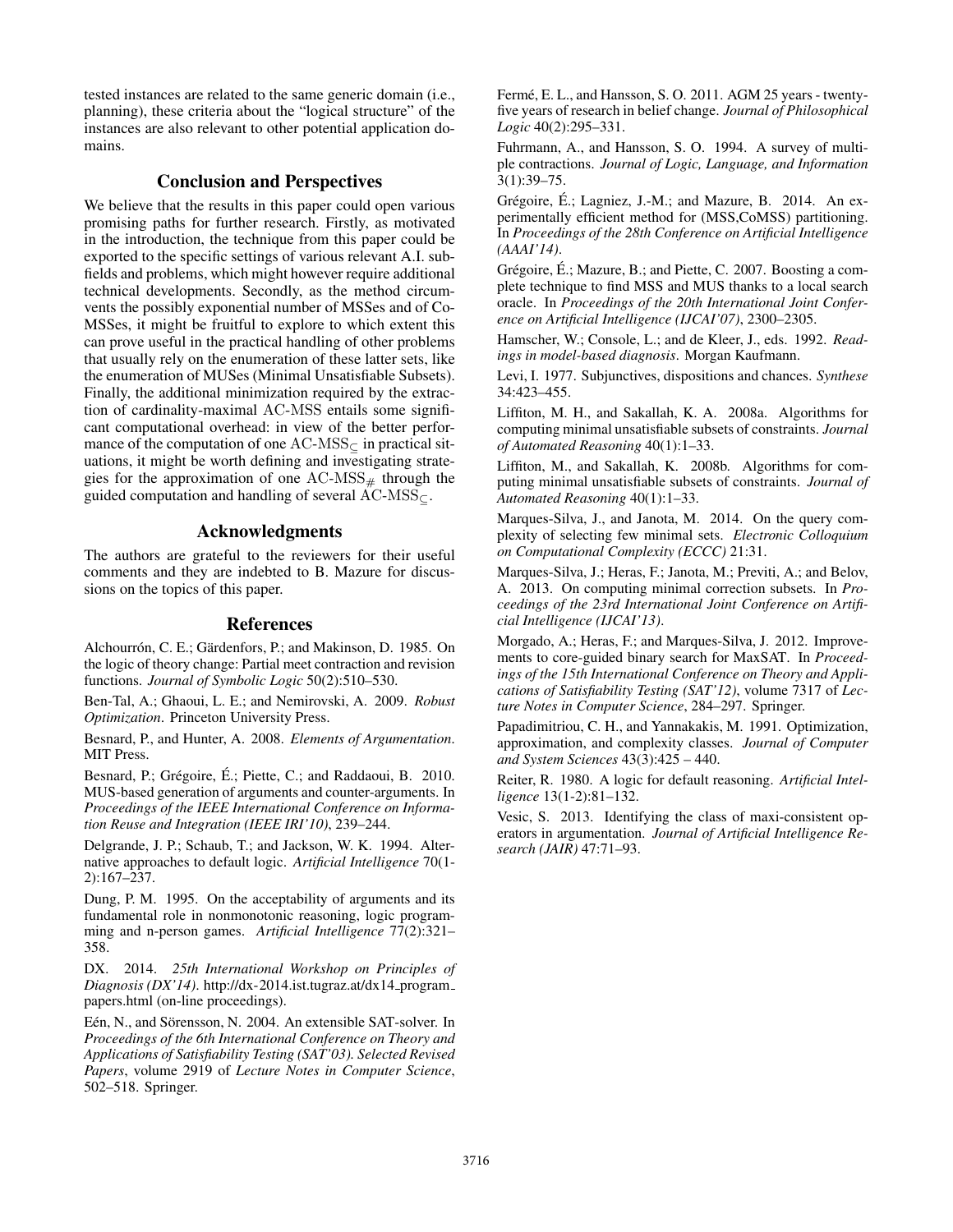tested instances are related to the same generic domain (i.e., planning), these criteria about the "logical structure" of the instances are also relevant to other potential application domains.

## Conclusion and Perspectives

We believe that the results in this paper could open various promising paths for further research. Firstly, as motivated in the introduction, the technique from this paper could be exported to the specific settings of various relevant A.I. subfields and problems, which might however require additional technical developments. Secondly, as the method circumvents the possibly exponential number of MSSes and of Co-MSSes, it might be fruitful to explore to which extent this can prove useful in the practical handling of other problems that usually rely on the enumeration of these latter sets, like the enumeration of MUSes (Minimal Unsatisfiable Subsets). Finally, the additional minimization required by the extraction of cardinality-maximal AC-MSS entails some significant computational overhead: in view of the better performance of the computation of one $\text{AC-MSS}_{\subseteq}$ in practical situations, it might be worth defining and investigating strategies for the approximation of one $\text{AC-MSS}_{\#}$ through the guided computation and handling of several $\text{AC-MSS}_{\subseteq}$.

## Acknowledgments

The authors are grateful to the reviewers for their useful comments and they are indebted to B. Mazure for discussions on the topics of this paper.

## References

Alchourrón, C. E.; Gärdenfors, P.; and Makinson, D. 1985. On the logic of theory change: Partial meet contraction and revision functions. *Journal of Symbolic Logic* 50(2):510–530.

Ben-Tal, A.; Ghaoui, L. E.; and Nemirovski, A. 2009. *Robust Optimization*. Princeton University Press.

Besnard, P., and Hunter, A. 2008. *Elements of Argumentation*. MIT Press.

Besnard, P.; Grégoire, É.; Piette, C.; and Raddaoui, B. 2010. MUS-based generation of arguments and counter-arguments. In *Proceedings of the IEEE International Conference on Information Reuse and Integration (IEEE IRI'10)*, 239–244.

Delgrande, J. P.; Schaub, T.; and Jackson, W. K. 1994. Alternative approaches to default logic. *Artificial Intelligence* 70(1-2):167–237.

Dung, P. M. 1995. On the acceptability of arguments and its fundamental role in nonmonotonic reasoning, logic programming and n-person games. *Artificial Intelligence* 77(2):321–358.

DX. 2014. *25th International Workshop on Principles of Diagnosis (DX'14)*. http://dx-2014.ist.tugraz.at/dx14_program_papers.html (on-line proceedings).

Eén, N., and Sörensson, N. 2004. An extensible SAT-solver. In *Proceedings of the 6th International Conference on Theory and Applications of Satisfiability Testing (SAT'03). Selected Revised Papers*, volume 2919 of *Lecture Notes in Computer Science*, 502–518. Springer.

Fermé, E. L., and Hansson, S. O. 2011. AGM 25 years - twenty-five years of research in belief change. *Journal of Philosophical Logic* 40(2):295–331.

Fuhrmann, A., and Hansson, S. O. 1994. A survey of multiple contractions. *Journal of Logic, Language, and Information* 3(1):39–75.

Grégoire, É.; Lagniez, J.-M.; and Mazure, B. 2014. An experimentally efficient method for (MSS,CoMSS) partitioning. In *Proceedings of the 28th Conference on Artificial Intelligence (AAAI'14)*.

Grégoire, É.; Mazure, B.; and Piette, C. 2007. Boosting a complete technique to find MSS and MUS thanks to a local search oracle. In *Proceedings of the 20th International Joint Conference on Artificial Intelligence (IJCAI'07)*, 2300–2305.

Hamscher, W.; Console, L.; and de Kleer, J., eds. 1992. *Readings in model-based diagnosis*. Morgan Kaufmann.

Levi, I. 1977. Subjunctives, dispositions and chances. *Synthese* 34:423–455.

Liffiton, M. H., and Sakallah, K. A. 2008a. Algorithms for computing minimal unsatisfiable subsets of constraints. *Journal of Automated Reasoning* 40(1):1–33.

Liffiton, M., and Sakallah, K. 2008b. Algorithms for computing minimal unsatisfiable subsets of constraints. *Journal of Automated Reasoning* 40(1):1–33.

Marques-Silva, J., and Janota, M. 2014. On the query complexity of selecting few minimal sets. *Electronic Colloquium on Computational Complexity (ECCC)* 21:31.

Marques-Silva, J.; Heras, F.; Janota, M.; Previti, A.; and Belov, A. 2013. On computing minimal correction subsets. In *Proceedings of the 23rd International Joint Conference on Artificial Intelligence (IJCAI'13)*.

Morgado, A.; Heras, F.; and Marques-Silva, J. 2012. Improvements to core-guided binary search for MaxSAT. In *Proceedings of the 15th International Conference on Theory and Applications of Satisfiability Testing (SAT'12)*, volume 7317 of *Lecture Notes in Computer Science*, 284–297. Springer.

Papadimitriou, C. H., and Yannakakis, M. 1991. Optimization, approximation, and complexity classes. *Journal of Computer and System Sciences* 43(3):425 – 440.

Reiter, R. 1980. A logic for default reasoning. *Artificial Intelligence* 13(1-2):81–132.

Vesic, S. 2013. Identifying the class of maxi-consistent operators in argumentation. *Journal of Artificial Intelligence Research (JAIR)* 47:71–93.